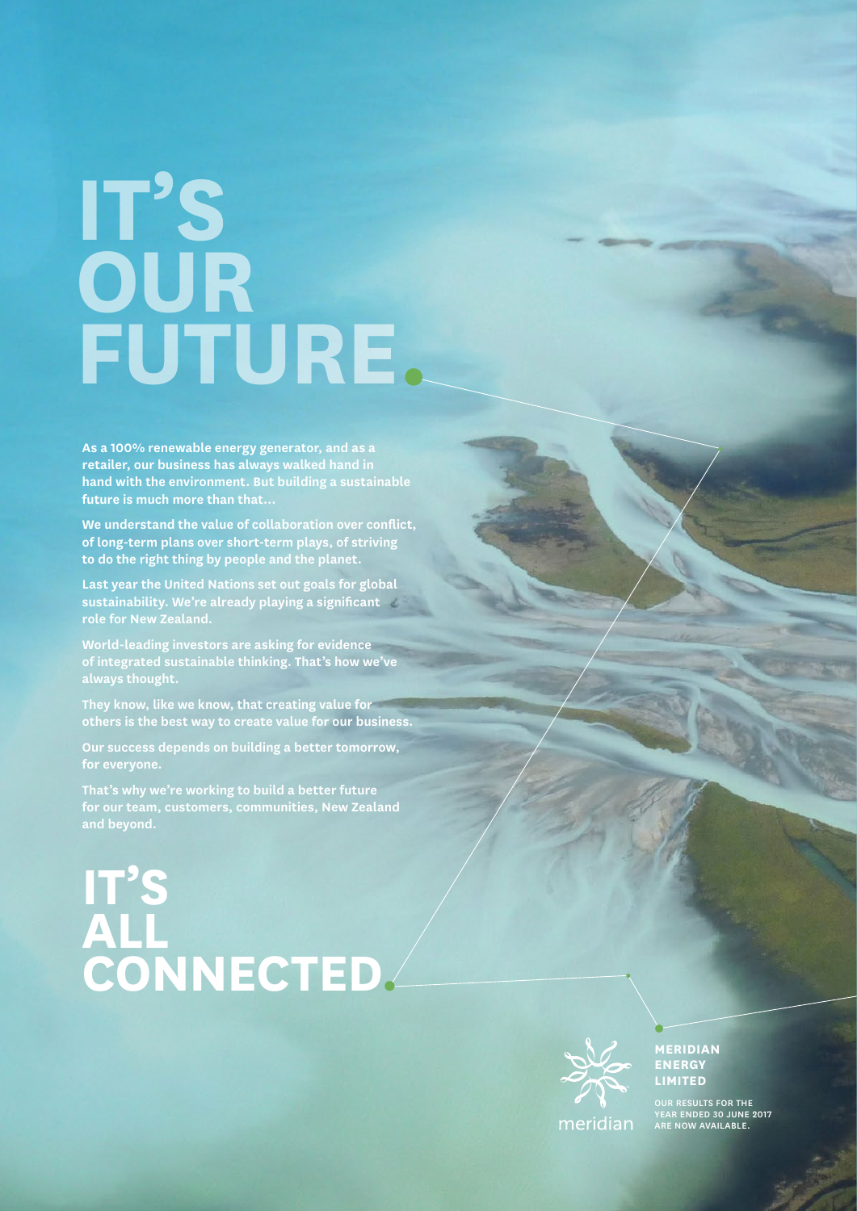# IT'S OUR FUTURE.

**As a 100% renewable energy generator, and as a retailer, our business has always walked hand in hand with the environment. But building a sustainable future is much more than that...**

**We understand the value of collaboration over conflict, of long-term plans over short-term plays, of striving to do the right thing by people and the planet.**

**Last year the United Nations set out goals for global sustainability. We're already playing a significant role for New Zealand.**

**World-leading investors are asking for evidence of integrated sustainable thinking. That's how we've always thought.**

**They know, like we know, that creating value for others is the best way to create value for our business.**

**Our success depends on building a better tomorrow, for everyone.**

**That's why we're working to build a better future for our team, customers, communities, New Zealand and beyond.**

# IT'S ALL CONNECTED.

meridian

**MERIDIAN ENERGY LIMITED**

OUR RESULTS FOR THE YEAR ENDED 30 JUNE 2017 ARE NOW AVAILABLE.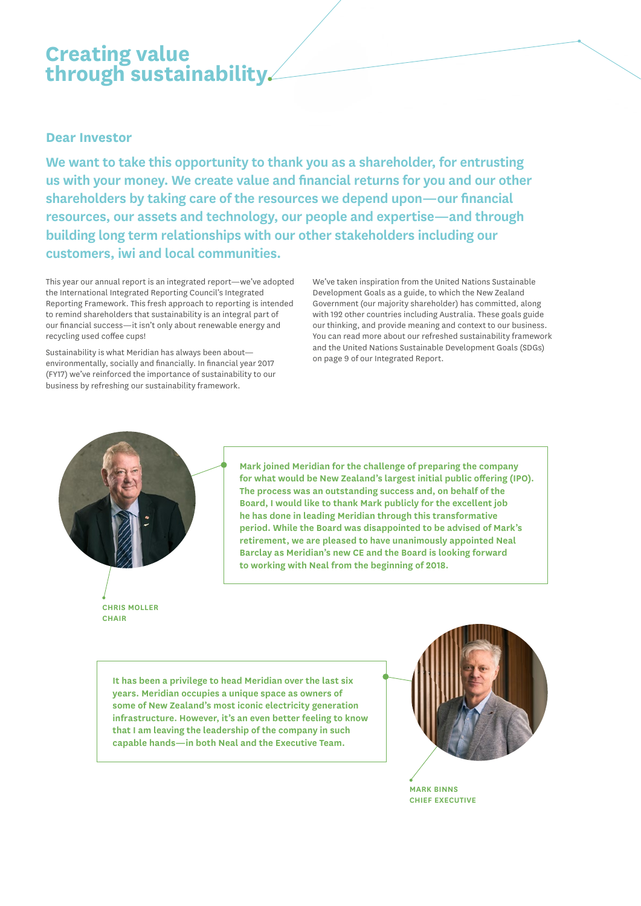# Creating value through sustainability.

## Dear Investor

**We want to take this opportunity to thank you as a shareholder, for entrusting us with your money. We create value and financial returns for you and our other shareholders by taking care of the resources we depend upon—our financial resources, our assets and technology, our people and expertise—and through building long term relationships with our other stakeholders including our customers, iwi and local communities.**

This year our annual report is an integrated report—we've adopted the International Integrated Reporting Council's Integrated Reporting Framework. This fresh approach to reporting is intended to remind shareholders that sustainability is an integral part of our financial success—it isn't only about renewable energy and recycling used coffee cups!

Sustainability is what Meridian has always been about—environmentally, socially and financially. In financial year 2017 (FY17) we've reinforced the importance of sustainability to our business by refreshing our sustainability framework.

We've taken inspiration from the United Nations Sustainable Development Goals as a guide, to which the New Zealand Government (our majority shareholder) has committed, along with 192 other countries including Australia. These goals guide our thinking, and provide meaning and context to our business. You can read more about our refreshed sustainability framework and the United Nations Sustainable Development Goals (SDGs) on page 9 of our Integrated Report.

**Mark joined Meridian for the challenge of preparing the company for what would be New Zealand's largest initial public offering (IPO). The process was an outstanding success and, on behalf of the Board, I would like to thank Mark publicly for the excellent job he has done in leading Meridian through this transformative period. While the Board was disappointed to be advised of Mark's retirement, we are pleased to have unanimously appointed Neal Barclay as Meridian's new CE and the Board is looking forward to working with Neal from the beginning of 2018.**

**CHRIS MOLLER**
**CHAIR**

**It has been a privilege to head Meridian over the last six years. Meridian occupies a unique space as owners of some of New Zealand's most iconic electricity generation infrastructure. However, it's an even better feeling to know that I am leaving the leadership of the company in such capable hands—in both Neal and the Executive Team.**

**MARK BINNS**
**CHIEF EXECUTIVE**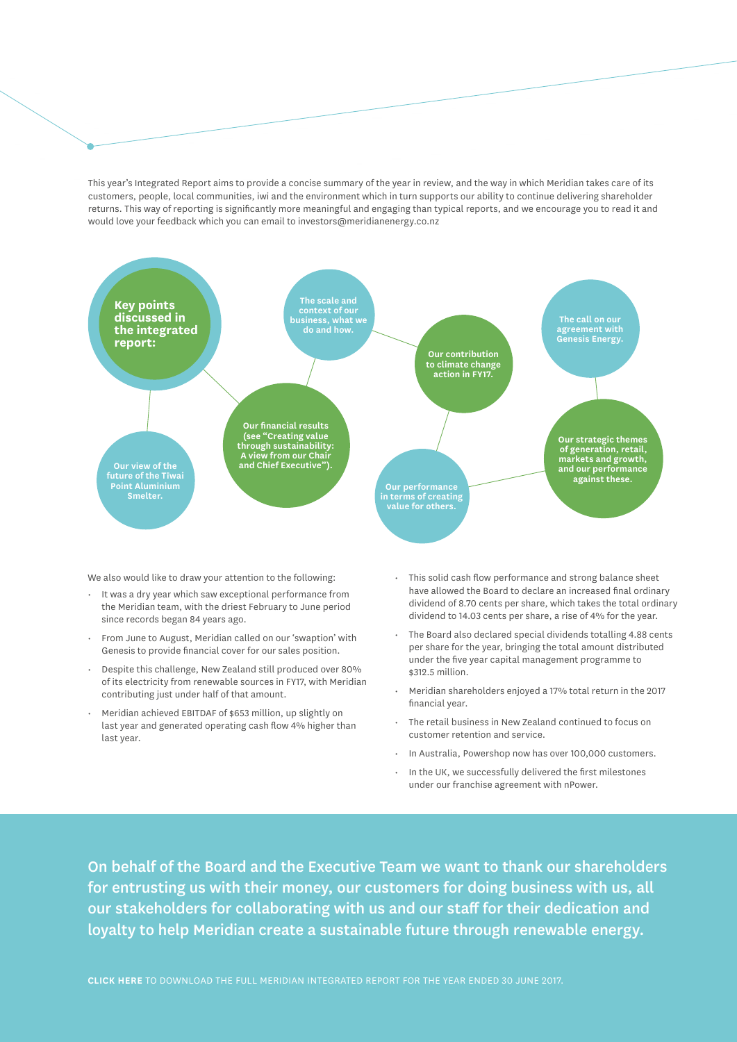This year's Integrated Report aims to provide a concise summary of the year in review, and the way in which Meridian takes care of its customers, people, local communities, iwi and the environment which in turn supports our ability to continue delivering shareholder returns. This way of reporting is significantly more meaningful and engaging than typical reports, and we encourage you to read it and would love your feedback which you can email to investors@meridianenergy.co.nz

**Key points discussed in the integrated report:**

- Our view of the future of the Tiwai Point Aluminium Smelter.
- Our financial results (see "Creating value through sustainability: A view from our Chair and Chief Executive").
- The scale and context of our business, what we do and how.
- Our contribution to climate change action in FY17.
- Our performance in terms of creating value for others.
- The call on our agreement with Genesis Energy.
- Our strategic themes of generation, retail, markets and growth, and our performance against these.

We also would like to draw your attention to the following:

- It was a dry year which saw exceptional performance from the Meridian team, with the driest February to June period since records began 84 years ago.
- From June to August, Meridian called on our 'swaption' with Genesis to provide financial cover for our sales position.
- Despite this challenge, New Zealand still produced over 80% of its electricity from renewable sources in FY17, with Meridian contributing just under half of that amount.
- Meridian achieved EBITDAF of $653 million, up slightly on last year and generated operating cash flow 4% higher than last year.
- This solid cash flow performance and strong balance sheet have allowed the Board to declare an increased final ordinary dividend of 8.70 cents per share, which takes the total ordinary dividend to 14.03 cents per share, a rise of 4% for the year.
- The Board also declared special dividends totalling 4.88 cents per share for the year, bringing the total amount distributed under the five year capital management programme to $312.5 million.
- Meridian shareholders enjoyed a 17% total return in the 2017 financial year.
- The retail business in New Zealand continued to focus on customer retention and service.
- In Australia, Powershop now has over 100,000 customers.
- In the UK, we successfully delivered the first milestones under our franchise agreement with nPower.

**On behalf of the Board and the Executive Team we want to thank our shareholders for entrusting us with their money, our customers for doing business with us, all our stakeholders for collaborating with us and our staff for their dedication and loyalty to help Meridian create a sustainable future through renewable energy.**

**CLICK HERE** TO DOWNLOAD THE FULL MERIDIAN INTEGRATED REPORT FOR THE YEAR ENDED 30 JUNE 2017.